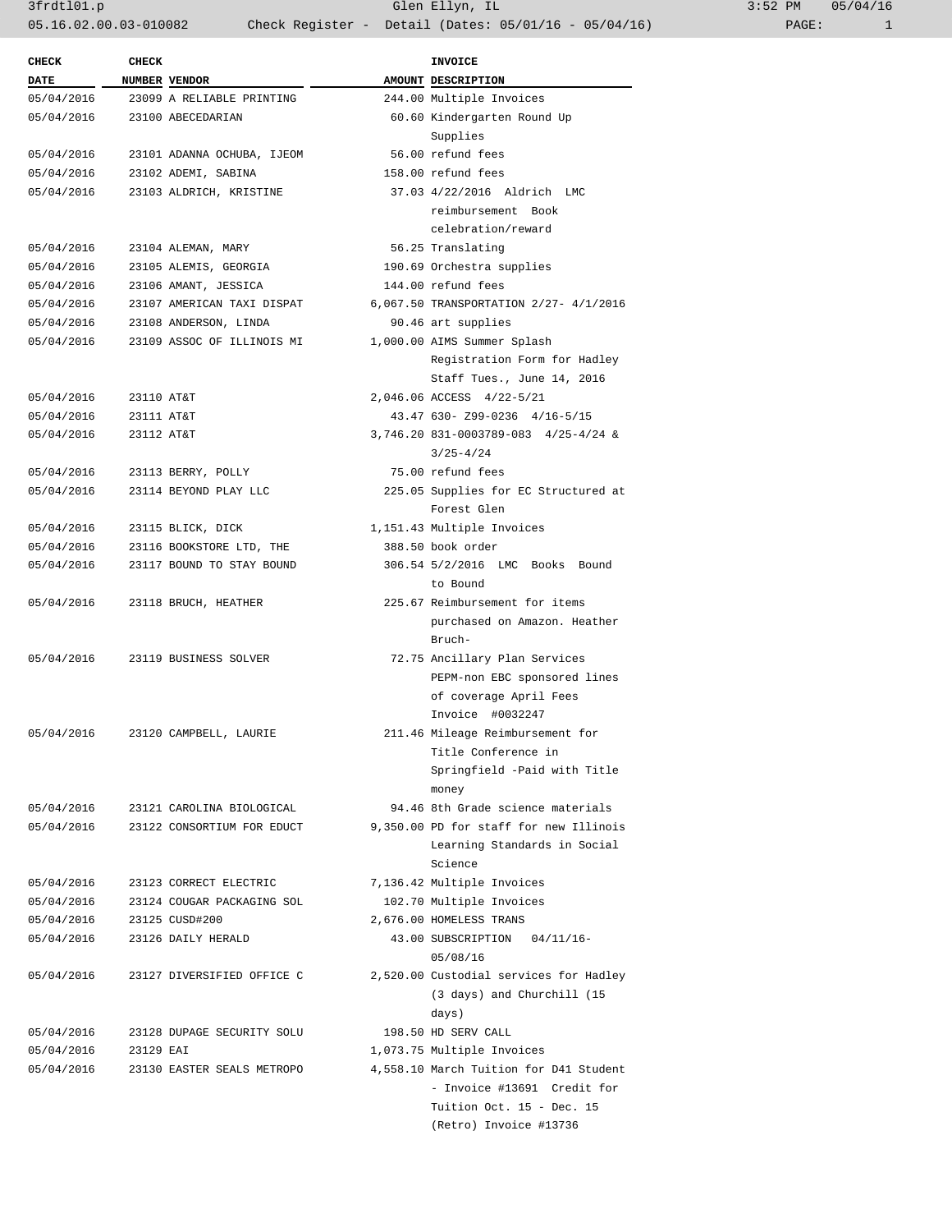3frdtl01.p Glen Ellyn, IL 3:52 PM 05/04/16
05.16.02.00.03-010082 Check Register - Detail (Dates: 05/01/16 - 05/04/16)

| CHECK DATE | CHECK NUMBER | VENDOR | AMOUNT | INVOICE DESCRIPTION |
|---|---|---|---|---|
| 05/04/2016 | 23099 | A RELIABLE PRINTING | 244.00 | Multiple Invoices |
| 05/04/2016 | 23100 | ABECEDARIAN | 60.60 | Kindergarten Round Up Supplies |
| 05/04/2016 | 23101 | ADANNA OCHUBA, IJEOM | 56.00 | refund fees |
| 05/04/2016 | 23102 | ADEMI, SABINA | 158.00 | refund fees |
| 05/04/2016 | 23103 | ALDRICH, KRISTINE | 37.03 | 4/22/2016 Aldrich LMC reimbursement Book celebration/reward |
| 05/04/2016 | 23104 | ALEMAN, MARY | 56.25 | Translating |
| 05/04/2016 | 23105 | ALEMIS, GEORGIA | 190.69 | Orchestra supplies |
| 05/04/2016 | 23106 | AMANT, JESSICA | 144.00 | refund fees |
| 05/04/2016 | 23107 | AMERICAN TAXI DISPAT | 6,067.50 | TRANSPORTATION 2/27- 4/1/2016 |
| 05/04/2016 | 23108 | ANDERSON, LINDA | 90.46 | art supplies |
| 05/04/2016 | 23109 | ASSOC OF ILLINOIS MI | 1,000.00 | AIMS Summer Splash Registration Form for Hadley Staff Tues., June 14, 2016 |
| 05/04/2016 | 23110 | AT&T | 2,046.06 | ACCESS 4/22-5/21 |
| 05/04/2016 | 23111 | AT&T | 43.47 | 630- Z99-0236 4/16-5/15 |
| 05/04/2016 | 23112 | AT&T | 3,746.20 | 831-0003789-083 4/25-4/24 & 3/25-4/24 |
| 05/04/2016 | 23113 | BERRY, POLLY | 75.00 | refund fees |
| 05/04/2016 | 23114 | BEYOND PLAY LLC | 225.05 | Supplies for EC Structured at Forest Glen |
| 05/04/2016 | 23115 | BLICK, DICK | 1,151.43 | Multiple Invoices |
| 05/04/2016 | 23116 | BOOKSTORE LTD, THE | 388.50 | book order |
| 05/04/2016 | 23117 | BOUND TO STAY BOUND | 306.54 | 5/2/2016 LMC Books Bound to Bound |
| 05/04/2016 | 23118 | BRUCH, HEATHER | 225.67 | Reimbursement for items purchased on Amazon. Heather Bruch- |
| 05/04/2016 | 23119 | BUSINESS SOLVER | 72.75 | Ancillary Plan Services PEPM-non EBC sponsored lines of coverage April Fees Invoice #0032247 |
| 05/04/2016 | 23120 | CAMPBELL, LAURIE | 211.46 | Mileage Reimbursement for Title Conference in Springfield -Paid with Title money |
| 05/04/2016 | 23121 | CAROLINA BIOLOGICAL | 94.46 | 8th Grade science materials |
| 05/04/2016 | 23122 | CONSORTIUM FOR EDUCT | 9,350.00 | PD for staff for new Illinois Learning Standards in Social Science |
| 05/04/2016 | 23123 | CORRECT ELECTRIC | 7,136.42 | Multiple Invoices |
| 05/04/2016 | 23124 | COUGAR PACKAGING SOL | 102.70 | Multiple Invoices |
| 05/04/2016 | 23125 | CUSD#200 | 2,676.00 | HOMELESS TRANS |
| 05/04/2016 | 23126 | DAILY HERALD | 43.00 | SUBSCRIPTION 04/11/16- 05/08/16 |
| 05/04/2016 | 23127 | DIVERSIFIED OFFICE C | 2,520.00 | Custodial services for Hadley (3 days) and Churchill (15 days) |
| 05/04/2016 | 23128 | DUPAGE SECURITY SOLU | 198.50 | HD SERV CALL |
| 05/04/2016 | 23129 | EAI | 1,073.75 | Multiple Invoices |
| 05/04/2016 | 23130 | EASTER SEALS METROPO | 4,558.10 | March Tuition for D41 Student - Invoice #13691 Credit for Tuition Oct. 15 - Dec. 15 (Retro) Invoice #13736 |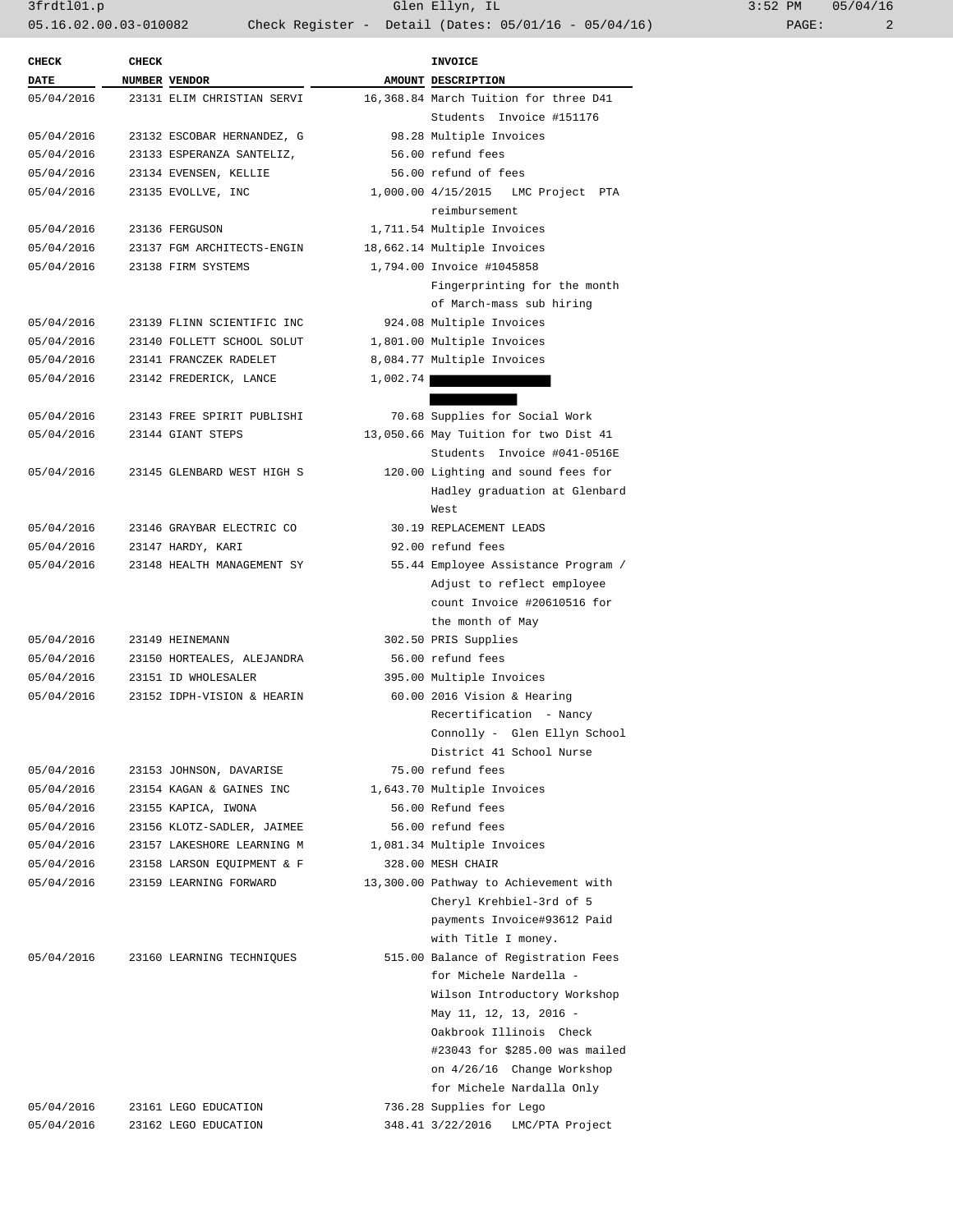| CHECK DATE | CHECK NUMBER | VENDOR | AMOUNT | INVOICE DESCRIPTION |
|---|---|---|---|---|
| 05/04/2016 | 23131 | ELIM CHRISTIAN SERVI | 16,368.84 | March Tuition for three D41 Students Invoice #151176 |
| 05/04/2016 | 23132 | ESCOBAR HERNANDEZ, G | 98.28 | Multiple Invoices |
| 05/04/2016 | 23133 | ESPERANZA SANTELIZ, | 56.00 | refund fees |
| 05/04/2016 | 23134 | EVENSEN, KELLIE | 56.00 | refund of fees |
| 05/04/2016 | 23135 | EVOLLVE, INC | 1,000.00 | 4/15/2015 LMC Project PTA reimbursement |
| 05/04/2016 | 23136 | FERGUSON | 1,711.54 | Multiple Invoices |
| 05/04/2016 | 23137 | FGM ARCHITECTS-ENGIN | 18,662.14 | Multiple Invoices |
| 05/04/2016 | 23138 | FIRM SYSTEMS | 1,794.00 | Invoice #1045858 Fingerprinting for the month of March-mass sub hiring |
| 05/04/2016 | 23139 | FLINN SCIENTIFIC INC | 924.08 | Multiple Invoices |
| 05/04/2016 | 23140 | FOLLETT SCHOOL SOLUT | 1,801.00 | Multiple Invoices |
| 05/04/2016 | 23141 | FRANCZEK RADELET | 8,084.77 | Multiple Invoices |
| 05/04/2016 | 23142 | FREDERICK, LANCE | 1,002.74 | |
| 05/04/2016 | 23143 | FREE SPIRIT PUBLISHI | 70.68 | Supplies for Social Work |
| 05/04/2016 | 23144 | GIANT STEPS | 13,050.66 | May Tuition for two Dist 41 Students Invoice #041-0516E |
| 05/04/2016 | 23145 | GLENBARD WEST HIGH S | 120.00 | Lighting and sound fees for Hadley graduation at Glenbard West |
| 05/04/2016 | 23146 | GRAYBAR ELECTRIC CO | 30.19 | REPLACEMENT LEADS |
| 05/04/2016 | 23147 | HARDY, KARI | 92.00 | refund fees |
| 05/04/2016 | 23148 | HEALTH MANAGEMENT SY | 55.44 | Employee Assistance Program / Adjust to reflect employee count Invoice #20610516 for the month of May |
| 05/04/2016 | 23149 | HEINEMANN | 302.50 | PRIS Supplies |
| 05/04/2016 | 23150 | HORTEALES, ALEJANDRA | 56.00 | refund fees |
| 05/04/2016 | 23151 | ID WHOLESALER | 395.00 | Multiple Invoices |
| 05/04/2016 | 23152 | IDPH-VISION & HEARIN | 60.00 | 2016 Vision & Hearing Recertification - Nancy Connolly - Glen Ellyn School District 41 School Nurse |
| 05/04/2016 | 23153 | JOHNSON, DAVARISE | 75.00 | refund fees |
| 05/04/2016 | 23154 | KAGAN & GAINES INC | 1,643.70 | Multiple Invoices |
| 05/04/2016 | 23155 | KAPICA, IWONA | 56.00 | Refund fees |
| 05/04/2016 | 23156 | KLOTZ-SADLER, JAIMEE | 56.00 | refund fees |
| 05/04/2016 | 23157 | LAKESHORE LEARNING M | 1,081.34 | Multiple Invoices |
| 05/04/2016 | 23158 | LARSON EQUIPMENT & F | 328.00 | MESH CHAIR |
| 05/04/2016 | 23159 | LEARNING FORWARD | 13,300.00 | Pathway to Achievement with Cheryl Krehbiel-3rd of 5 payments Invoice#93612 Paid with Title I money. |
| 05/04/2016 | 23160 | LEARNING TECHNIQUES | 515.00 | Balance of Registration Fees for Michele Nardella - Wilson Introductory Workshop May 11, 12, 13, 2016 - Oakbrook Illinois Check #23043 for $285.00 was mailed on 4/26/16 Change Workshop for Michele Nardalla Only |
| 05/04/2016 | 23161 | LEGO EDUCATION | 736.28 | Supplies for Lego |
| 05/04/2016 | 23162 | LEGO EDUCATION | 348.41 | 3/22/2016 LMC/PTA Project |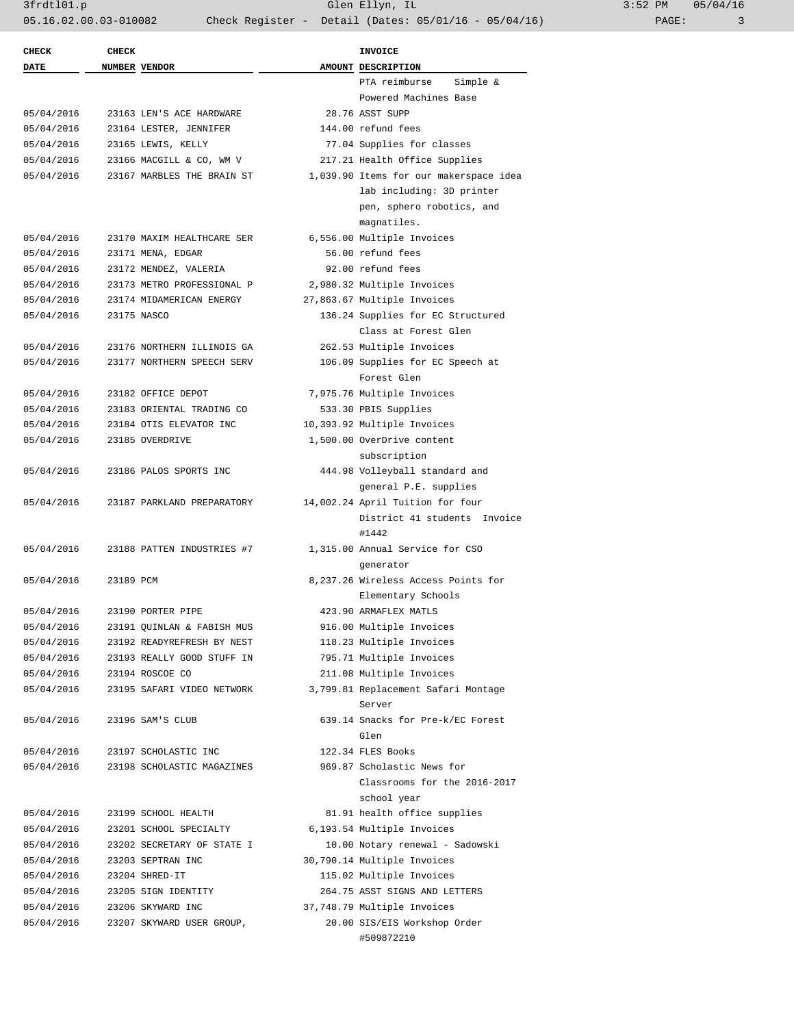| CHECK DATE | CHECK NUMBER | VENDOR | AMOUNT | INVOICE DESCRIPTION |
|---|---|---|---|---|
| | | | | PTA reimburse Simple & Powered Machines Base |
| 05/04/2016 | 23163 | LEN'S ACE HARDWARE | 28.76 | ASST SUPP |
| 05/04/2016 | 23164 | LESTER, JENNIFER | 144.00 | refund fees |
| 05/04/2016 | 23165 | LEWIS, KELLY | 77.04 | Supplies for classes |
| 05/04/2016 | 23166 | MACGILL & CO, WM V | 217.21 | Health Office Supplies |
| 05/04/2016 | 23167 | MARBLES THE BRAIN ST | 1,039.90 | Items for our makerspace idea lab including: 3D printer pen, sphero robotics, and magnatiles. |
| 05/04/2016 | 23170 | MAXIM HEALTHCARE SER | 6,556.00 | Multiple Invoices |
| 05/04/2016 | 23171 | MENA, EDGAR | 56.00 | refund fees |
| 05/04/2016 | 23172 | MENDEZ, VALERIA | 92.00 | refund fees |
| 05/04/2016 | 23173 | METRO PROFESSIONAL P | 2,980.32 | Multiple Invoices |
| 05/04/2016 | 23174 | MIDAMERICAN ENERGY | 27,863.67 | Multiple Invoices |
| 05/04/2016 | 23175 | NASCO | 136.24 | Supplies for EC Structured Class at Forest Glen |
| 05/04/2016 | 23176 | NORTHERN ILLINOIS GA | 262.53 | Multiple Invoices |
| 05/04/2016 | 23177 | NORTHERN SPEECH SERV | 106.09 | Supplies for EC Speech at Forest Glen |
| 05/04/2016 | 23182 | OFFICE DEPOT | 7,975.76 | Multiple Invoices |
| 05/04/2016 | 23183 | ORIENTAL TRADING CO | 533.30 | PBIS Supplies |
| 05/04/2016 | 23184 | OTIS ELEVATOR INC | 10,393.92 | Multiple Invoices |
| 05/04/2016 | 23185 | OVERDRIVE | 1,500.00 | OverDrive content subscription |
| 05/04/2016 | 23186 | PALOS SPORTS INC | 444.98 | Volleyball standard and general P.E. supplies |
| 05/04/2016 | 23187 | PARKLAND PREPARATORY | 14,002.24 | April Tuition for four District 41 students Invoice #1442 |
| 05/04/2016 | 23188 | PATTEN INDUSTRIES #7 | 1,315.00 | Annual Service for CSO generator |
| 05/04/2016 | 23189 | PCM | 8,237.26 | Wireless Access Points for Elementary Schools |
| 05/04/2016 | 23190 | PORTER PIPE | 423.90 | ARMAFLEX MATLS |
| 05/04/2016 | 23191 | QUINLAN & FABISH MUS | 916.00 | Multiple Invoices |
| 05/04/2016 | 23192 | READYREFRESH BY NEST | 118.23 | Multiple Invoices |
| 05/04/2016 | 23193 | REALLY GOOD STUFF IN | 795.71 | Multiple Invoices |
| 05/04/2016 | 23194 | ROSCOE CO | 211.08 | Multiple Invoices |
| 05/04/2016 | 23195 | SAFARI VIDEO NETWORK | 3,799.81 | Replacement Safari Montage Server |
| 05/04/2016 | 23196 | SAM'S CLUB | 639.14 | Snacks for Pre-k/EC Forest Glen |
| 05/04/2016 | 23197 | SCHOLASTIC INC | 122.34 | FLES Books |
| 05/04/2016 | 23198 | SCHOLASTIC MAGAZINES | 969.87 | Scholastic News for Classrooms for the 2016-2017 school year |
| 05/04/2016 | 23199 | SCHOOL HEALTH | 81.91 | health office supplies |
| 05/04/2016 | 23201 | SCHOOL SPECIALTY | 6,193.54 | Multiple Invoices |
| 05/04/2016 | 23202 | SECRETARY OF STATE I | 10.00 | Notary renewal - Sadowski |
| 05/04/2016 | 23203 | SEPTRAN INC | 30,790.14 | Multiple Invoices |
| 05/04/2016 | 23204 | SHRED-IT | 115.02 | Multiple Invoices |
| 05/04/2016 | 23205 | SIGN IDENTITY | 264.75 | ASST SIGNS AND LETTERS |
| 05/04/2016 | 23206 | SKYWARD INC | 37,748.79 | Multiple Invoices |
| 05/04/2016 | 23207 | SKYWARD USER GROUP, | 20.00 | SIS/EIS Workshop Order #509872210 |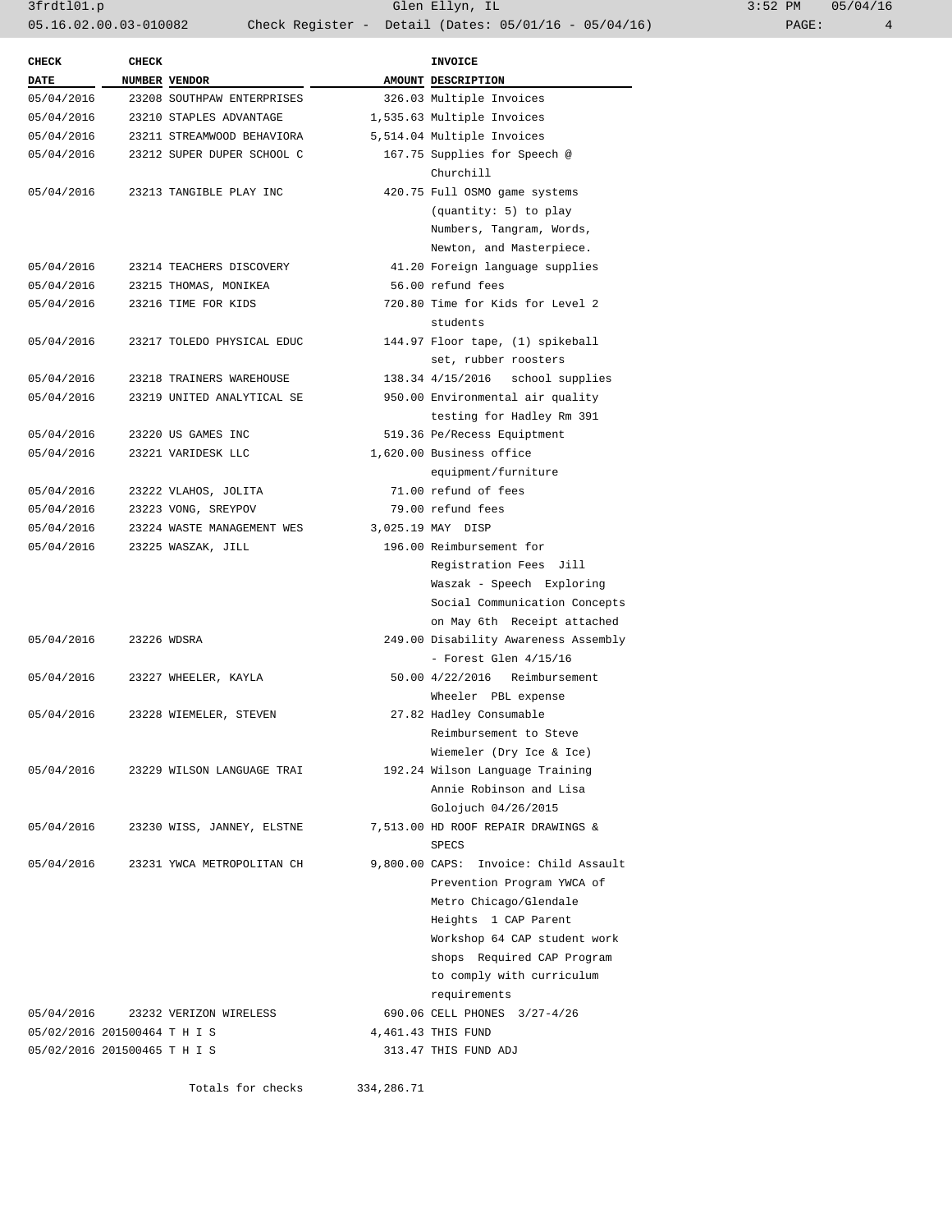| CHECK DATE | CHECK NUMBER | VENDOR | AMOUNT | INVOICE DESCRIPTION |
|---|---|---|---|---|
| 05/04/2016 | 23208 | SOUTHPAW ENTERPRISES | 326.03 | Multiple Invoices |
| 05/04/2016 | 23210 | STAPLES ADVANTAGE | 1,535.63 | Multiple Invoices |
| 05/04/2016 | 23211 | STREAMWOOD BEHAVIORA | 5,514.04 | Multiple Invoices |
| 05/04/2016 | 23212 | SUPER DUPER SCHOOL C | 167.75 | Supplies for Speech @ Churchill |
| 05/04/2016 | 23213 | TANGIBLE PLAY INC | 420.75 | Full OSMO game systems (quantity: 5) to play Numbers, Tangram, Words, Newton, and Masterpiece. |
| 05/04/2016 | 23214 | TEACHERS DISCOVERY | 41.20 | Foreign language supplies |
| 05/04/2016 | 23215 | THOMAS, MONIKEA | 56.00 | refund fees |
| 05/04/2016 | 23216 | TIME FOR KIDS | 720.80 | Time for Kids for Level 2 students |
| 05/04/2016 | 23217 | TOLEDO PHYSICAL EDUC | 144.97 | Floor tape, (1) spikeball set, rubber roosters |
| 05/04/2016 | 23218 | TRAINERS WAREHOUSE | 138.34 | 4/15/2016 school supplies |
| 05/04/2016 | 23219 | UNITED ANALYTICAL SE | 950.00 | Environmental air quality testing for Hadley Rm 391 |
| 05/04/2016 | 23220 | US GAMES INC | 519.36 | Pe/Recess Equiptment |
| 05/04/2016 | 23221 | VARIDESK LLC | 1,620.00 | Business office equipment/furniture |
| 05/04/2016 | 23222 | VLAHOS, JOLITA | 71.00 | refund of fees |
| 05/04/2016 | 23223 | VONG, SREYPOV | 79.00 | refund fees |
| 05/04/2016 | 23224 | WASTE MANAGEMENT WES | 3,025.19 | MAY DISP |
| 05/04/2016 | 23225 | WASZAK, JILL | 196.00 | Reimbursement for Registration Fees Jill Waszak - Speech Exploring Social Communication Concepts on May 6th Receipt attached |
| 05/04/2016 | 23226 | WDSRA | 249.00 | Disability Awareness Assembly - Forest Glen 4/15/16 |
| 05/04/2016 | 23227 | WHEELER, KAYLA | 50.00 | 4/22/2016 Reimbursement Wheeler PBL expense |
| 05/04/2016 | 23228 | WIEMELER, STEVEN | 27.82 | Hadley Consumable Reimbursement to Steve Wiemeler (Dry Ice & Ice) |
| 05/04/2016 | 23229 | WILSON LANGUAGE TRAI | 192.24 | Wilson Language Training Annie Robinson and Lisa Golojuch 04/26/2015 |
| 05/04/2016 | 23230 | WISS, JANNEY, ELSTNE | 7,513.00 | HD ROOF REPAIR DRAWINGS & SPECS |
| 05/04/2016 | 23231 | YWCA METROPOLITAN CH | 9,800.00 | CAPS: Invoice: Child Assault Prevention Program YWCA of Metro Chicago/Glendale Heights 1 CAP Parent Workshop 64 CAP student work shops Required CAP Program to comply with curriculum requirements |
| 05/04/2016 | 23232 | VERIZON WIRELESS | 690.06 | CELL PHONES 3/27-4/26 |
| 05/02/2016 | 201500464 | T H I S | 4,461.43 | THIS FUND |
| 05/02/2016 | 201500465 | T H I S | 313.47 | THIS FUND ADJ |
| | | Totals for checks | 334,286.71 | |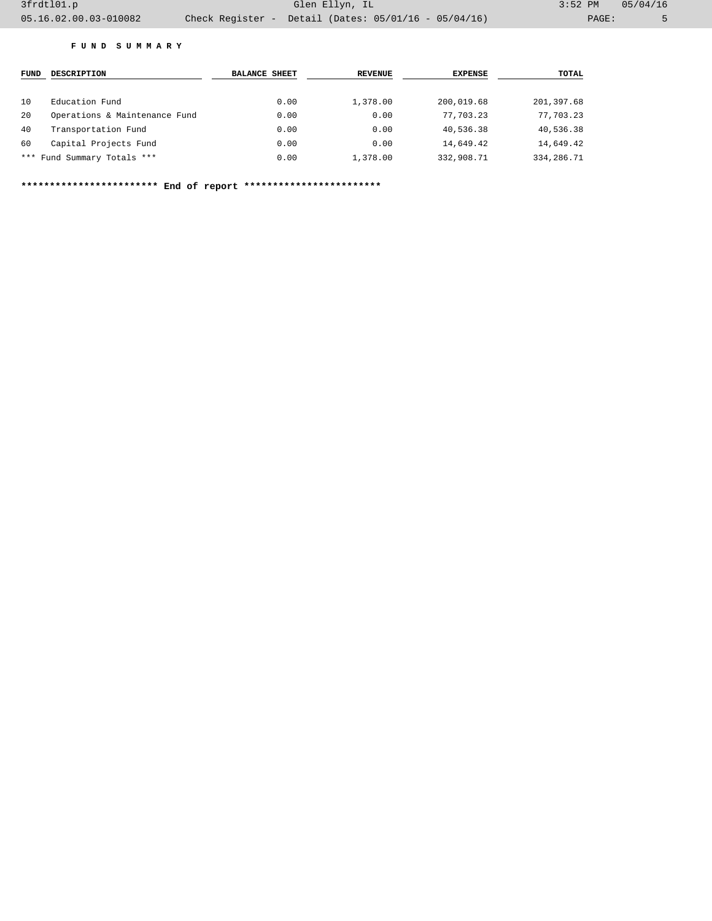**F U N D   S U M M A R Y**

| FUND | DESCRIPTION | BALANCE SHEET | REVENUE | EXPENSE | TOTAL |
|---|---|---|---|---|---|
| 10 | Education Fund | 0.00 | 1,378.00 | 200,019.68 | 201,397.68 |
| 20 | Operations & Maintenance Fund | 0.00 | 0.00 | 77,703.23 | 77,703.23 |
| 40 | Transportation Fund | 0.00 | 0.00 | 40,536.38 | 40,536.38 |
| 60 | Capital Projects Fund | 0.00 | 0.00 | 14,649.42 | 14,649.42 |
| *** Fund Summary Totals *** | | 0.00 | 1,378.00 | 332,908.71 | 334,286.71 |

************************ **End of report** ************************